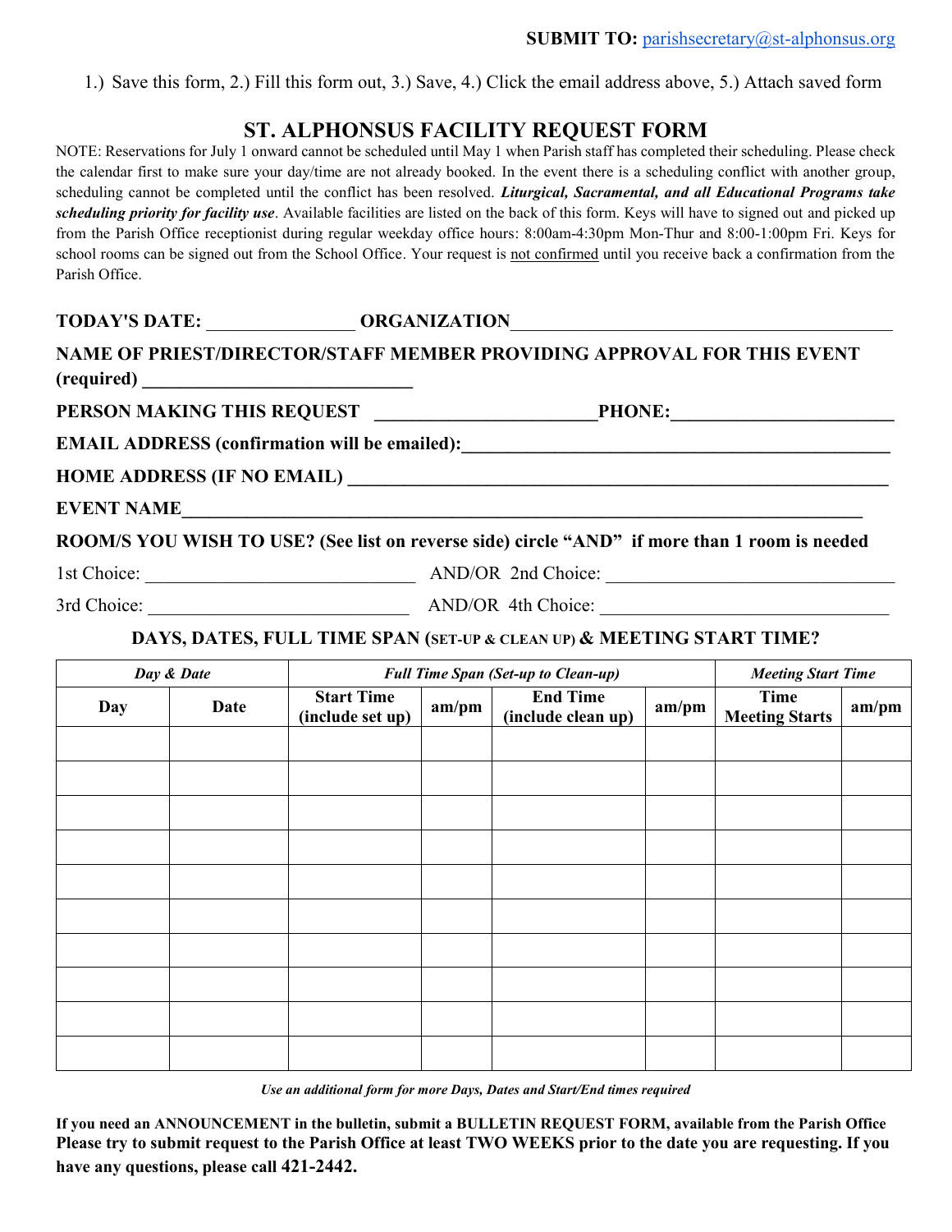**SUBMIT TO:** parishsecretary@st-alphonsus.org

1.) Save this form, 2.) Fill this form out, 3.) Save, 4.) Click the email address above, 5.) Attach saved form

# ST. ALPHONSUS FACILITY REQUEST FORM

NOTE: Reservations for July 1 onward cannot be scheduled until May 1 when Parish staff has completed their scheduling. Please check the calendar first to make sure your day/time are not already booked. In the event there is a scheduling conflict with another group, scheduling cannot be completed until the conflict has been resolved. ***Liturgical, Sacramental, and all Educational Programs take scheduling priority for facility use***. Available facilities are listed on the back of this form. Keys will have to signed out and picked up from the Parish Office receptionist during regular weekday office hours: 8:00am-4:30pm Mon-Thur and 8:00-1:00pm Fri. Keys for school rooms can be signed out from the School Office. Your request is not confirmed until you receive back a confirmation from the Parish Office.

**TODAY'S DATE:** ________________ **ORGANIZATION**_________________________________________

**NAME OF PRIEST/DIRECTOR/STAFF MEMBER PROVIDING APPROVAL FOR THIS EVENT (required)** ______________________________

**PERSON MAKING THIS REQUEST** ________________________**PHONE:**________________________

**EMAIL ADDRESS (confirmation will be emailed):**_______________________________________________

**HOME ADDRESS (IF NO EMAIL)** _____________________________________________________________

**EVENT NAME**___________________________________________________________________________

**ROOM/S YOU WISH TO USE? (See list on reverse side) circle "AND" if more than 1 room is needed**

1st Choice: ______________________________ AND/OR 2nd Choice: ________________________________

3rd Choice: _____________________________ AND/OR 4th Choice: ________________________________

**DAYS, DATES, FULL TIME SPAN (SET-UP & CLEAN UP) & MEETING START TIME?**

| *Day & Date* | | *Full Time Span (Set-up to Clean-up)* | | | | *Meeting Start Time* | |
|---|---|---|---|---|---|---|---|
| **Day** | **Date** | **Start Time (include set up)** | **am/pm** | **End Time (include clean up)** | **am/pm** | **Time Meeting Starts** | **am/pm** |
| | | | | | | | |
| | | | | | | | |
| | | | | | | | |
| | | | | | | | |
| | | | | | | | |
| | | | | | | | |
| | | | | | | | |
| | | | | | | | |
| | | | | | | | |
| | | | | | | | |

***Use an additional form for more Days, Dates and Start/End times required***

**If you need an ANNOUNCEMENT in the bulletin, submit a BULLETIN REQUEST FORM, available from the Parish Office Please try to submit request to the Parish Office at least TWO WEEKS prior to the date you are requesting. If you have any questions, please call 421-2442.**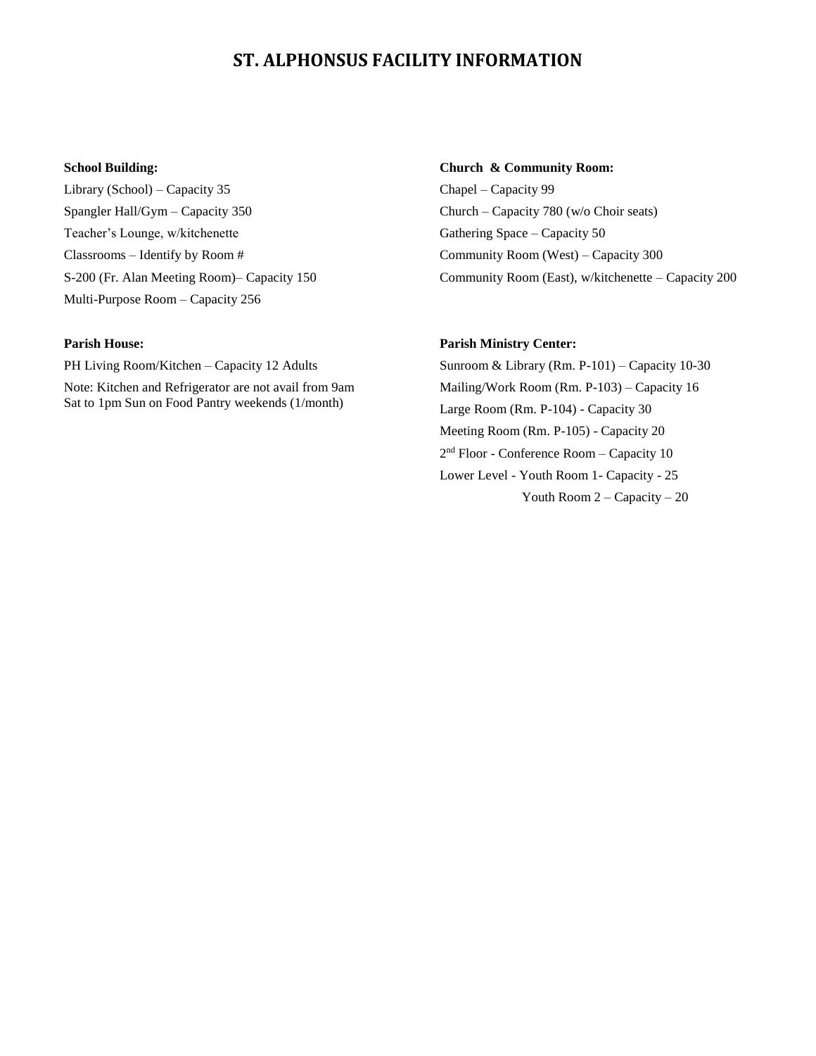# ST. ALPHONSUS FACILITY INFORMATION

**School Building:**

Library (School) – Capacity 35

Spangler Hall/Gym – Capacity 350

Teacher's Lounge, w/kitchenette

Classrooms – Identify by Room #

S-200 (Fr. Alan Meeting Room)– Capacity 150

Multi-Purpose Room – Capacity 256

**Parish House:**

PH Living Room/Kitchen – Capacity 12 Adults

Note: Kitchen and Refrigerator are not avail from 9am Sat to 1pm Sun on Food Pantry weekends (1/month)

**Church & Community Room:**

Chapel – Capacity 99

Church – Capacity 780 (w/o Choir seats)

Gathering Space – Capacity 50

Community Room (West) – Capacity 300

Community Room (East), w/kitchenette – Capacity 200

**Parish Ministry Center:**

Sunroom & Library (Rm. P-101) – Capacity 10-30

Mailing/Work Room (Rm. P-103) – Capacity 16

Large Room (Rm. P-104) - Capacity 30

Meeting Room (Rm. P-105) - Capacity 20

2nd Floor - Conference Room – Capacity 10

Lower Level - Youth Room 1- Capacity - 25

Youth Room 2 – Capacity – 20